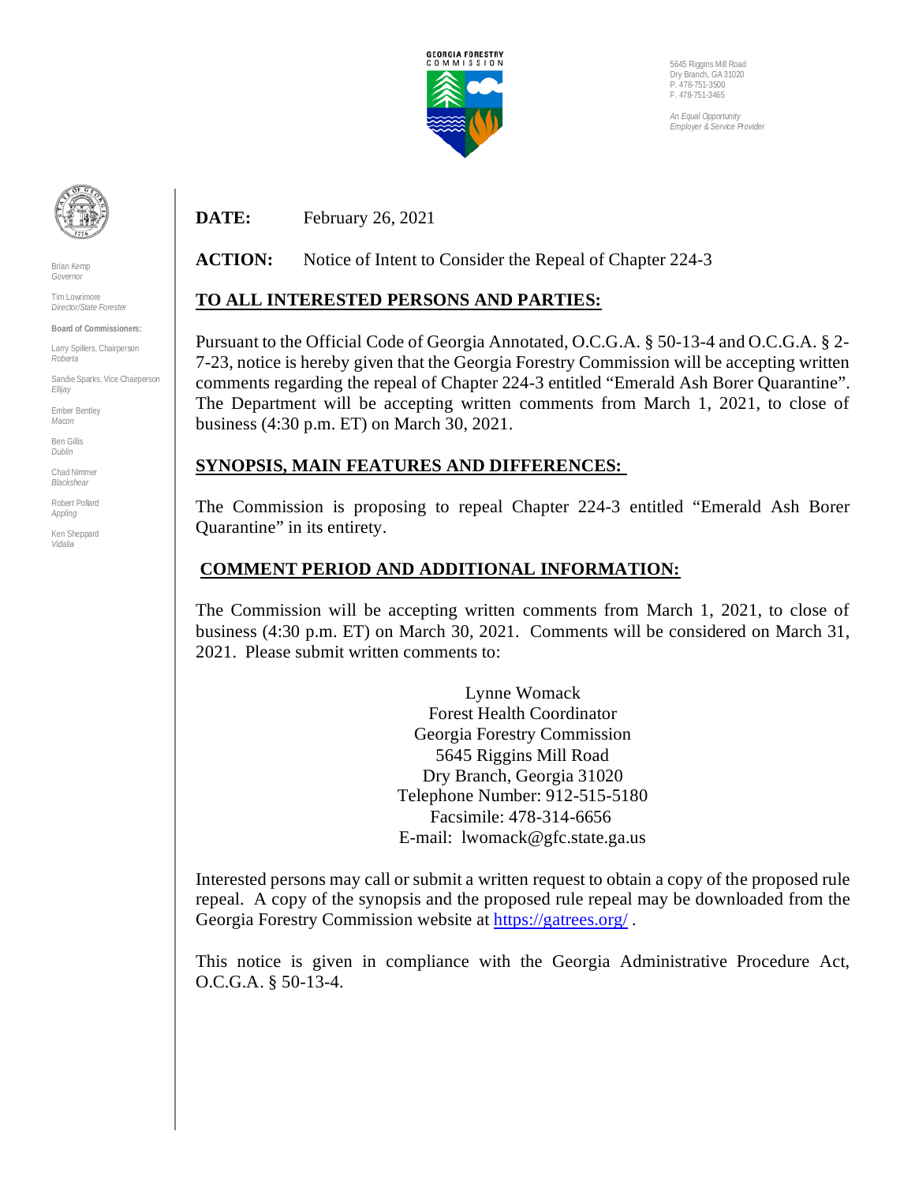GEORGIA FORESTRY COMMISSION

5645 Riggins Mill Road
Dry Branch, GA 31020
P. 478-751-3500
F. 478-751-3465

*An Equal Opportunity Employer & Service Provider*

Brian Kemp
*Governor*

Tim Lowrimore
*Director/State Forester*

**Board of Commissioners:**

Larry Spillers, Chairperson
*Roberta*

Sandie Sparks, Vice Chairperson
*Ellijay*

Ember Bentley
*Macon*

Ben Gillis
*Dublin*

Chad Nimmer
*Blackshear*

Robert Pollard
*Appling*

Ken Sheppard
*Vidalia*

**DATE:** February 26, 2021

**ACTION:** Notice of Intent to Consider the Repeal of Chapter 224-3

**TO ALL INTERESTED PERSONS AND PARTIES:**

Pursuant to the Official Code of Georgia Annotated, O.C.G.A. § 50-13-4 and O.C.G.A. § 2-7-23, notice is hereby given that the Georgia Forestry Commission will be accepting written comments regarding the repeal of Chapter 224-3 entitled "Emerald Ash Borer Quarantine". The Department will be accepting written comments from March 1, 2021, to close of business (4:30 p.m. ET) on March 30, 2021.

**SYNOPSIS, MAIN FEATURES AND DIFFERENCES:**

The Commission is proposing to repeal Chapter 224-3 entitled "Emerald Ash Borer Quarantine" in its entirety.

**COMMENT PERIOD AND ADDITIONAL INFORMATION:**

The Commission will be accepting written comments from March 1, 2021, to close of business (4:30 p.m. ET) on March 30, 2021. Comments will be considered on March 31, 2021. Please submit written comments to:

Lynne Womack
Forest Health Coordinator
Georgia Forestry Commission
5645 Riggins Mill Road
Dry Branch, Georgia 31020
Telephone Number: 912-515-5180
Facsimile: 478-314-6656
E-mail: lwomack@gfc.state.ga.us

Interested persons may call or submit a written request to obtain a copy of the proposed rule repeal. A copy of the synopsis and the proposed rule repeal may be downloaded from the Georgia Forestry Commission website at https://gatrees.org/ .

This notice is given in compliance with the Georgia Administrative Procedure Act, O.C.G.A. § 50-13-4.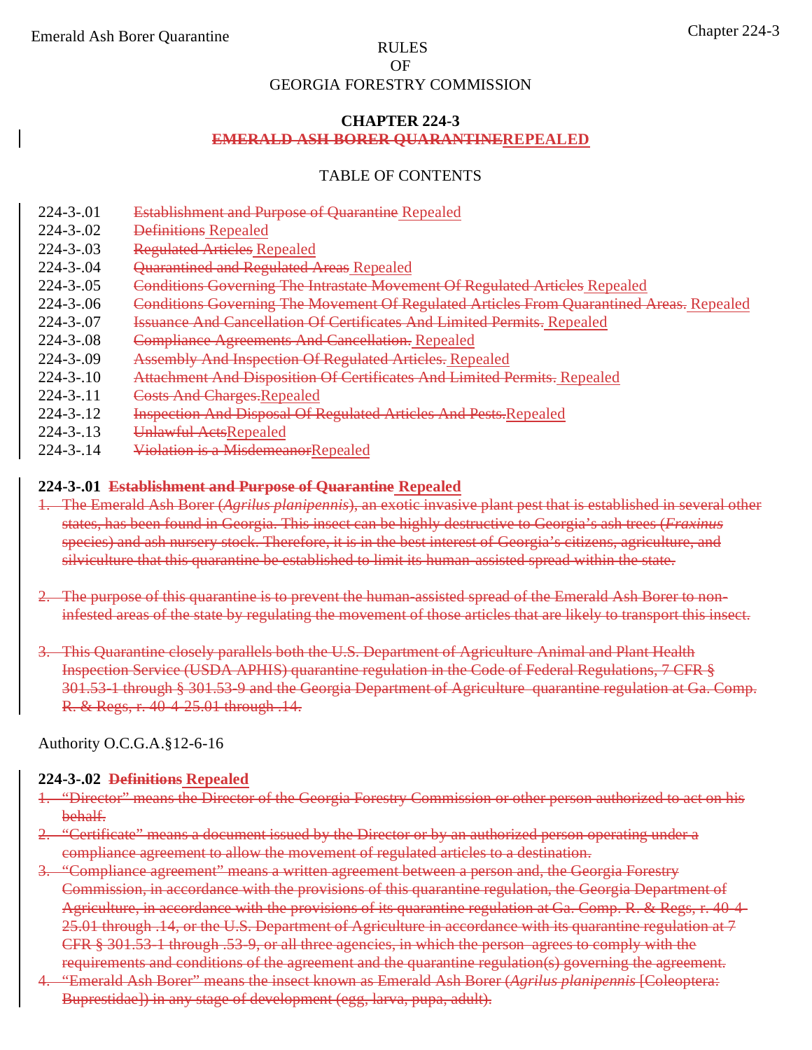RULES
OF
GEORGIA FORESTRY COMMISSION

# CHAPTER 224-3
## ~~EMERALD ASH BORER QUARANTINE~~REPEALED

TABLE OF CONTENTS

| | |
|---|---|
| 224-3-.01 | ~~Establishment and Purpose of Quarantine~~ Repealed |
| 224-3-.02 | ~~Definitions~~ Repealed |
| 224-3-.03 | ~~Regulated Articles~~ Repealed |
| 224-3-.04 | ~~Quarantined and Regulated Areas~~ Repealed |
| 224-3-.05 | ~~Conditions Governing The Intrastate Movement Of Regulated Articles~~ Repealed |
| 224-3-.06 | ~~Conditions Governing The Movement Of Regulated Articles From Quarantined Areas.~~ Repealed |
| 224-3-.07 | ~~Issuance And Cancellation Of Certificates And Limited Permits.~~ Repealed |
| 224-3-.08 | ~~Compliance Agreements And Cancellation.~~ Repealed |
| 224-3-.09 | ~~Assembly And Inspection Of Regulated Articles.~~ Repealed |
| 224-3-.10 | ~~Attachment And Disposition Of Certificates And Limited Permits.~~ Repealed |
| 224-3-.11 | ~~Costs And Charges.~~Repealed |
| 224-3-.12 | ~~Inspection And Disposal Of Regulated Articles And Pests.~~Repealed |
| 224-3-.13 | ~~Unlawful Acts~~Repealed |
| 224-3-.14 | ~~Violation is a Misdemeanor~~Repealed |

### 224-3-.01 ~~Establishment and Purpose of Quarantine~~ Repealed

1. ~~The Emerald Ash Borer (*Agrilus planipennis*), an exotic invasive plant pest that is established in several other states, has been found in Georgia. This insect can be highly destructive to Georgia's ash trees (*Fraxinus* species) and ash nursery stock. Therefore, it is in the best interest of Georgia's citizens, agriculture, and silviculture that this quarantine be established to limit its human-assisted spread within the state.~~

2. ~~The purpose of this quarantine is to prevent the human-assisted spread of the Emerald Ash Borer to non-infested areas of the state by regulating the movement of those articles that are likely to transport this insect.~~

3. ~~This Quarantine closely parallels both the U.S. Department of Agriculture Animal and Plant Health Inspection Service (USDA APHIS) quarantine regulation in the Code of Federal Regulations, 7 CFR § 301.53-1 through § 301.53-9 and the Georgia Department of Agriculture quarantine regulation at Ga. Comp. R. & Regs, r. 40-4-25.01 through .14.~~

Authority O.C.G.A.§12-6-16

### 224-3-.02 ~~Definitions~~ Repealed

1. ~~"Director" means the Director of the Georgia Forestry Commission or other person authorized to act on his behalf.~~
2. ~~"Certificate" means a document issued by the Director or by an authorized person operating under a compliance agreement to allow the movement of regulated articles to a destination.~~
3. ~~"Compliance agreement" means a written agreement between a person and, the Georgia Forestry Commission, in accordance with the provisions of this quarantine regulation, the Georgia Department of Agriculture, in accordance with the provisions of its quarantine regulation at Ga. Comp. R. & Regs, r. 40-4-25.01 through .14, or the U.S. Department of Agriculture in accordance with its quarantine regulation at 7 CFR § 301.53-1 through .53-9, or all three agencies, in which the person agrees to comply with the requirements and conditions of the agreement and the quarantine regulation(s) governing the agreement.~~
4. ~~"Emerald Ash Borer" means the insect known as Emerald Ash Borer (*Agrilus planipennis* [Coleoptera: Buprestidae]) in any stage of development (egg, larva, pupa, adult).~~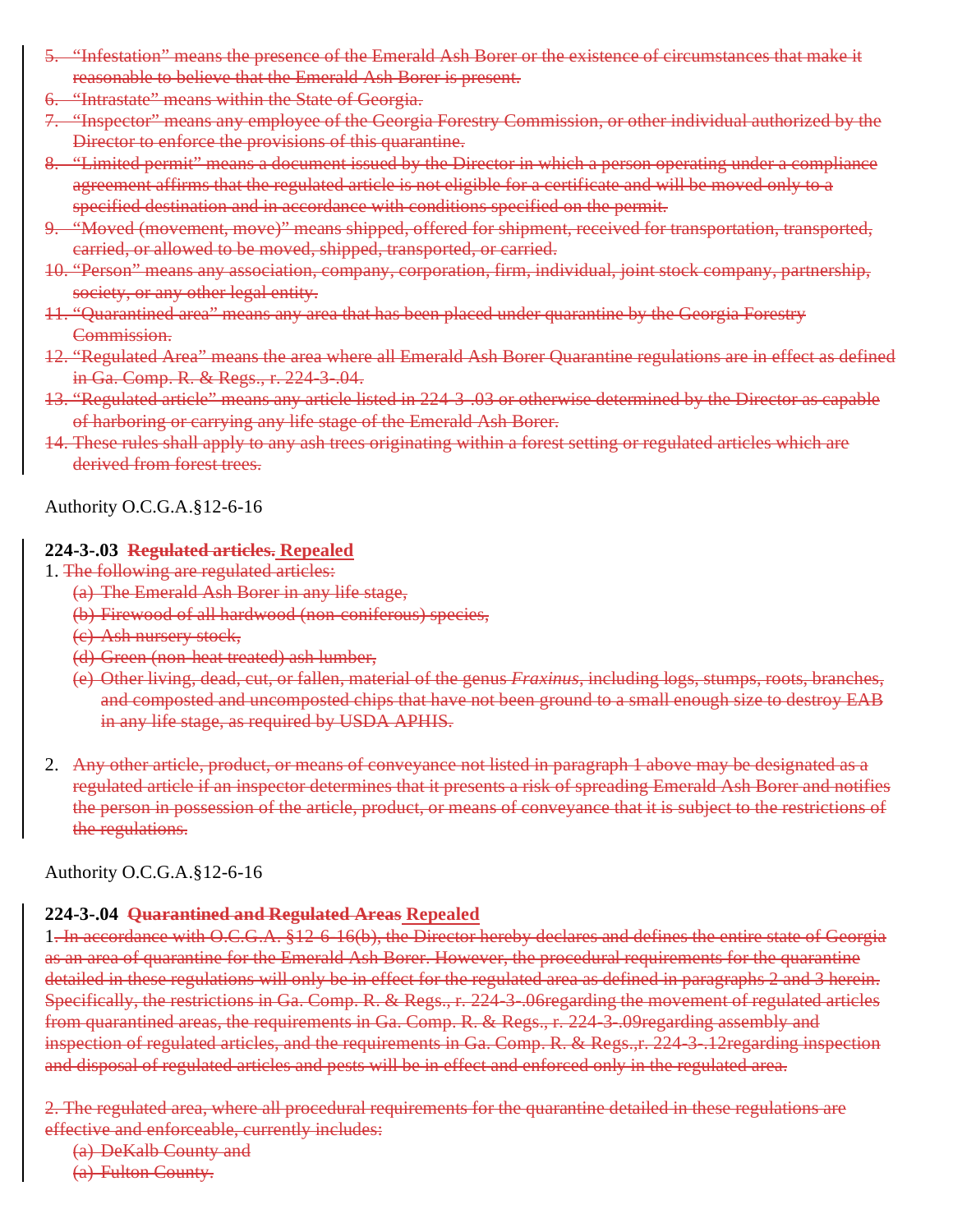5. ~~"Infestation" means the presence of the Emerald Ash Borer or the existence of circumstances that make it reasonable to believe that the Emerald Ash Borer is present.~~
6. ~~"Intrastate" means within the State of Georgia.~~
7. ~~"Inspector" means any employee of the Georgia Forestry Commission, or other individual authorized by the Director to enforce the provisions of this quarantine.~~
8. ~~"Limited permit" means a document issued by the Director in which a person operating under a compliance agreement affirms that the regulated article is not eligible for a certificate and will be moved only to a specified destination and in accordance with conditions specified on the permit.~~
9. ~~"Moved (movement, move)" means shipped, offered for shipment, received for transportation, transported, carried, or allowed to be moved, shipped, transported, or carried.~~
10. ~~"Person" means any association, company, corporation, firm, individual, joint stock company, partnership, society, or any other legal entity.~~
11. ~~"Quarantined area" means any area that has been placed under quarantine by the Georgia Forestry Commission.~~
12. ~~"Regulated Area" means the area where all Emerald Ash Borer Quarantine regulations are in effect as defined in Ga. Comp. R. & Regs., r. 224-3-.04.~~
13. ~~"Regulated article" means any article listed in 224-3-.03 or otherwise determined by the Director as capable of harboring or carrying any life stage of the Emerald Ash Borer.~~
14. ~~These rules shall apply to any ash trees originating within a forest setting or regulated articles which are derived from forest trees.~~

Authority O.C.G.A.§12-6-16

**224-3-.03** ~~**Regulated articles.**~~ <u>**Repealed**</u>

1. ~~The following are regulated articles:~~
    - ~~(a) The Emerald Ash Borer in any life stage,~~
    - ~~(b) Firewood of all hardwood (non-coniferous) species,~~
    - ~~(c) Ash nursery stock,~~
    - ~~(d) Green (non-heat treated) ash lumber,~~
    - ~~(e) Other living, dead, cut, or fallen, material of the genus *Fraxinus*, including logs, stumps, roots, branches, and composted and uncomposted chips that have not been ground to a small enough size to destroy EAB in any life stage, as required by USDA APHIS.~~

2. ~~Any other article, product, or means of conveyance not listed in paragraph 1 above may be designated as a regulated article if an inspector determines that it presents a risk of spreading Emerald Ash Borer and notifies the person in possession of the article, product, or means of conveyance that it is subject to the restrictions of the regulations.~~

Authority O.C.G.A.§12-6-16

**224-3-.04** ~~**Quarantined and Regulated Areas**~~ <u>**Repealed**</u>

1~~. In accordance with O.C.G.A. §12-6-16(b), the Director hereby declares and defines the entire state of Georgia as an area of quarantine for the Emerald Ash Borer. However, the procedural requirements for the quarantine detailed in these regulations will only be in effect for the regulated area as defined in paragraphs 2 and 3 herein. Specifically, the restrictions in Ga. Comp. R. & Regs., r. 224-3-.06regarding the movement of regulated articles from quarantined areas, the requirements in Ga. Comp. R. & Regs., r. 224-3-.09regarding assembly and inspection of regulated articles, and the requirements in Ga. Comp. R. & Regs.,r. 224-3-.12regarding inspection and disposal of regulated articles and pests will be in effect and enforced only in the regulated area.~~

~~2. The regulated area, where all procedural requirements for the quarantine detailed in these regulations are effective and enforceable, currently includes:~~

- ~~(a) DeKalb County and~~
- ~~(a) Fulton County.~~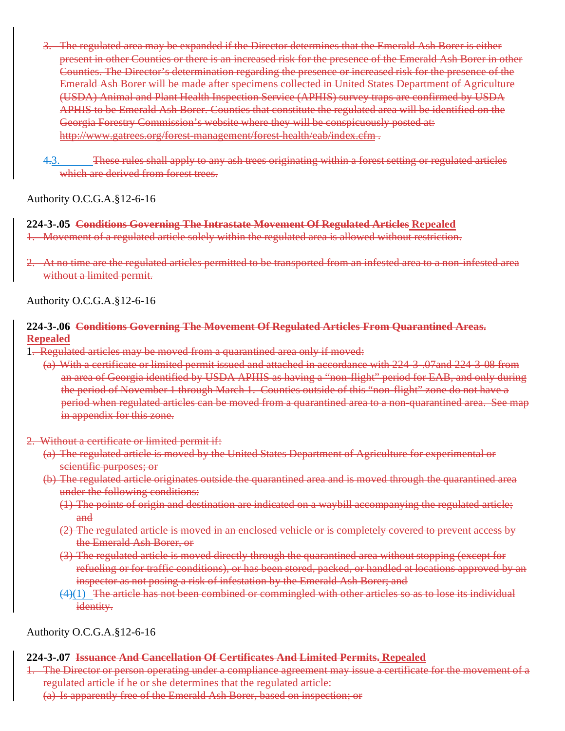3. ~~The regulated area may be expanded if the Director determines that the Emerald Ash Borer is either present in other Counties or there is an increased risk for the presence of the Emerald Ash Borer in other Counties. The Director's determination regarding the presence or increased risk for the presence of the Emerald Ash Borer will be made after specimens collected in United States Department of Agriculture (USDA) Animal and Plant Health Inspection Service (APHIS) survey traps are confirmed by USDA APHIS to be Emerald Ash Borer. Counties that constitute the regulated area will be identified on the Georgia Forestry Commission's website where they will be conspicuously posted at: http://www.gatrees.org/forest-management/forest-health/eab/index.cfm .~~

~~4.~~3. ~~These rules shall apply to any ash trees originating within a forest setting or regulated articles which are derived from forest trees.~~

Authority O.C.G.A.§12-6-16

**224-3-.05 ~~Conditions Governing The Intrastate Movement Of Regulated Articles~~ Repealed**

1. ~~Movement of a regulated article solely within the regulated area is allowed without restriction.~~

2. ~~At no time are the regulated articles permitted to be transported from an infested area to a non-infested area without a limited permit.~~

Authority O.C.G.A.§12-6-16

**224-3-.06 ~~Conditions Governing The Movement Of Regulated Articles From Quarantined Areas.~~ Repealed**

1. ~~Regulated articles may be moved from a quarantined area only if moved:~~
   - ~~(a) With a certificate or limited permit issued and attached in accordance with 224-3-.07and 224-3-08 from an area of Georgia identified by USDA APHIS as having a "non-flight" period for EAB, and only during the period of November 1 through March 1. Counties outside of this "non-flight" zone do not have a period when regulated articles can be moved from a quarantined area to a non-quarantined area. See map in appendix for this zone.~~

2. ~~Without a certificate or limited permit if:~~
   - ~~(a) The regulated article is moved by the United States Department of Agriculture for experimental or scientific purposes; or~~
   - ~~(b) The regulated article originates outside the quarantined area and is moved through the quarantined area under the following conditions:~~
     - ~~(1) The points of origin and destination are indicated on a waybill accompanying the regulated article; and~~
     - ~~(2) The regulated article is moved in an enclosed vehicle or is completely covered to prevent access by the Emerald Ash Borer, or~~
     - ~~(3) The regulated article is moved directly through the quarantined area without stopping (except for refueling or for traffic conditions), or has been stored, packed, or handled at locations approved by an inspector as not posing a risk of infestation by the Emerald Ash Borer; and~~
     - ~~(4)~~(1) ~~The article has not been combined or commingled with other articles so as to lose its individual identity.~~

Authority O.C.G.A.§12-6-16

**224-3-.07 ~~Issuance And Cancellation Of Certificates And Limited Permits.~~ Repealed**

1. ~~The Director or person operating under a compliance agreement may issue a certificate for the movement of a regulated article if he or she determines that the regulated article:~~
   - ~~(a) Is apparently free of the Emerald Ash Borer, based on inspection; or~~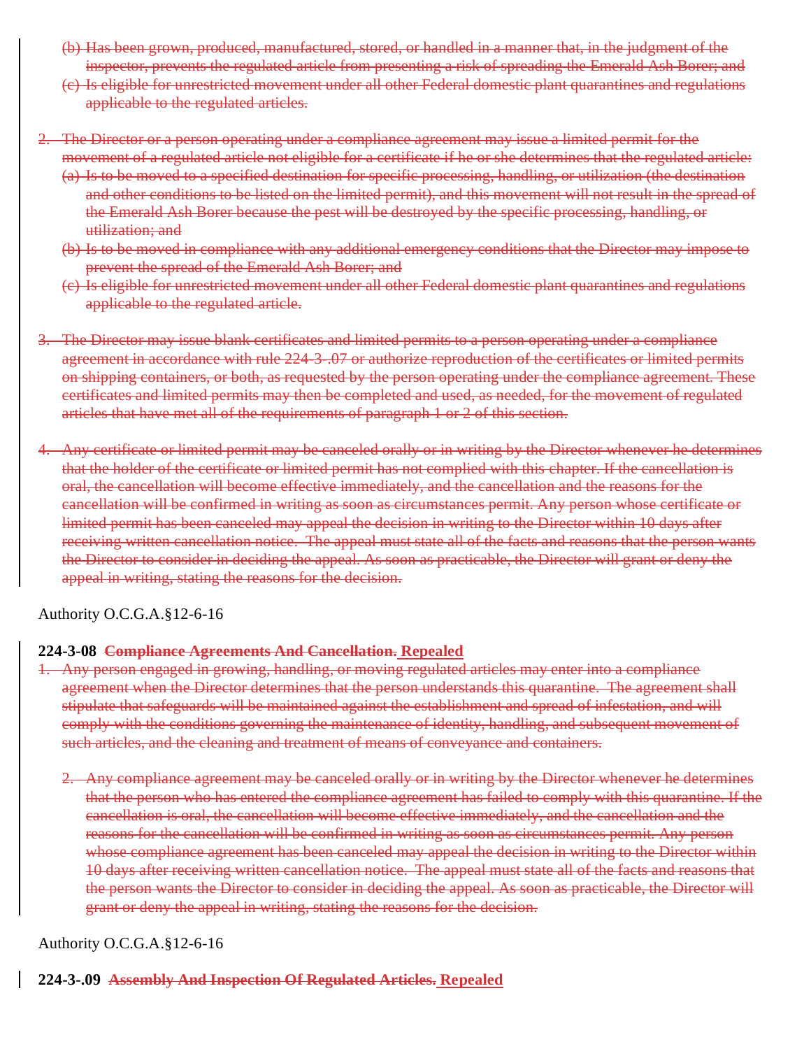(b) ~~Has been grown, produced, manufactured, stored, or handled in a manner that, in the judgment of the inspector, prevents the regulated article from presenting a risk of spreading the Emerald Ash Borer; and~~

(c) ~~Is eligible for unrestricted movement under all other Federal domestic plant quarantines and regulations applicable to the regulated articles.~~

2. ~~The Director or a person operating under a compliance agreement may issue a limited permit for the movement of a regulated article not eligible for a certificate if he or she determines that the regulated article:~~

   (a) ~~Is to be moved to a specified destination for specific processing, handling, or utilization (the destination and other conditions to be listed on the limited permit), and this movement will not result in the spread of the Emerald Ash Borer because the pest will be destroyed by the specific processing, handling, or utilization; and~~

   (b) ~~Is to be moved in compliance with any additional emergency conditions that the Director may impose to prevent the spread of the Emerald Ash Borer; and~~

   (c) ~~Is eligible for unrestricted movement under all other Federal domestic plant quarantines and regulations applicable to the regulated article.~~

3. ~~The Director may issue blank certificates and limited permits to a person operating under a compliance agreement in accordance with rule 224-3-.07 or authorize reproduction of the certificates or limited permits on shipping containers, or both, as requested by the person operating under the compliance agreement. These certificates and limited permits may then be completed and used, as needed, for the movement of regulated articles that have met all of the requirements of paragraph 1 or 2 of this section.~~

4. ~~Any certificate or limited permit may be canceled orally or in writing by the Director whenever he determines that the holder of the certificate or limited permit has not complied with this chapter. If the cancellation is oral, the cancellation will become effective immediately, and the cancellation and the reasons for the cancellation will be confirmed in writing as soon as circumstances permit. Any person whose certificate or limited permit has been canceled may appeal the decision in writing to the Director within 10 days after receiving written cancellation notice. The appeal must state all of the facts and reasons that the person wants the Director to consider in deciding the appeal. As soon as practicable, the Director will grant or deny the appeal in writing, stating the reasons for the decision.~~

Authority O.C.G.A.§12-6-16

**224-3-08 ~~Compliance Agreements And Cancellation.~~ Repealed**

1. ~~Any person engaged in growing, handling, or moving regulated articles may enter into a compliance agreement when the Director determines that the person understands this quarantine. The agreement shall stipulate that safeguards will be maintained against the establishment and spread of infestation, and will comply with the conditions governing the maintenance of identity, handling, and subsequent movement of such articles, and the cleaning and treatment of means of conveyance and containers.~~

   2. ~~Any compliance agreement may be canceled orally or in writing by the Director whenever he determines that the person who has entered the compliance agreement has failed to comply with this quarantine. If the cancellation is oral, the cancellation will become effective immediately, and the cancellation and the reasons for the cancellation will be confirmed in writing as soon as circumstances permit. Any person whose compliance agreement has been canceled may appeal the decision in writing to the Director within 10 days after receiving written cancellation notice. The appeal must state all of the facts and reasons that the person wants the Director to consider in deciding the appeal. As soon as practicable, the Director will grant or deny the appeal in writing, stating the reasons for the decision.~~

Authority O.C.G.A.§12-6-16

**224-3-.09 ~~Assembly And Inspection Of Regulated Articles.~~ Repealed**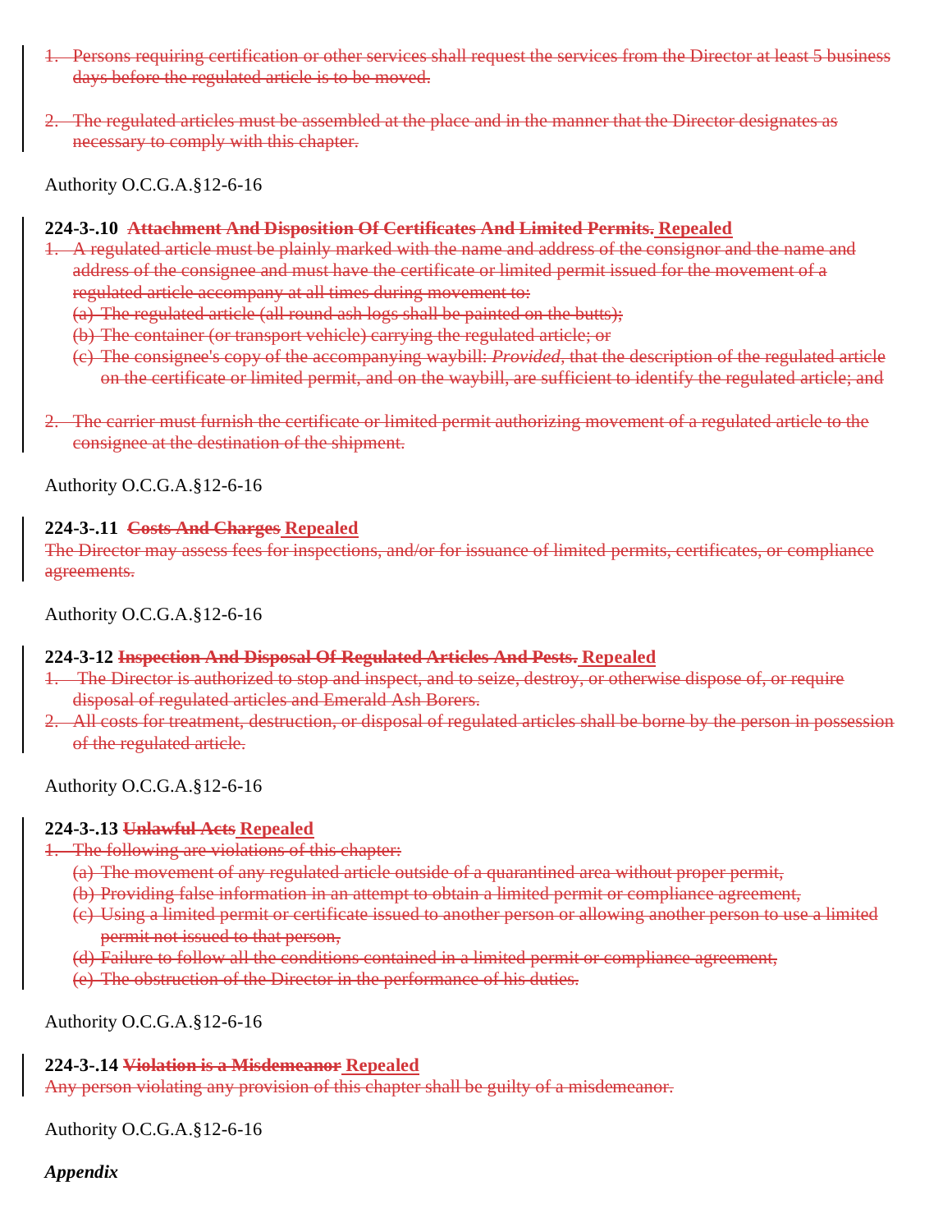1. ~~Persons requiring certification or other services shall request the services from the Director at least 5 business days before the regulated article is to be moved.~~

2. ~~The regulated articles must be assembled at the place and in the manner that the Director designates as necessary to comply with this chapter.~~

Authority O.C.G.A.§12-6-16

**224-3-.10 ~~Attachment And Disposition Of Certificates And Limited Permits.~~ Repealed**

1. ~~A regulated article must be plainly marked with the name and address of the consignor and the name and address of the consignee and must have the certificate or limited permit issued for the movement of a regulated article accompany at all times during movement to:~~
   - ~~(a) The regulated article (all round ash logs shall be painted on the butts);~~
   - ~~(b) The container (or transport vehicle) carrying the regulated article; or~~
   - ~~(c) The consignee's copy of the accompanying waybill: *Provided*, that the description of the regulated article on the certificate or limited permit, and on the waybill, are sufficient to identify the regulated article; and~~

2. ~~The carrier must furnish the certificate or limited permit authorizing movement of a regulated article to the consignee at the destination of the shipment.~~

Authority O.C.G.A.§12-6-16

**224-3-.11 ~~Costs And Charges~~ Repealed**

~~The Director may assess fees for inspections, and/or for issuance of limited permits, certificates, or compliance agreements.~~

Authority O.C.G.A.§12-6-16

**224-3-12 ~~Inspection And Disposal Of Regulated Articles And Pests.~~ Repealed**

1. ~~The Director is authorized to stop and inspect, and to seize, destroy, or otherwise dispose of, or require disposal of regulated articles and Emerald Ash Borers.~~
2. ~~All costs for treatment, destruction, or disposal of regulated articles shall be borne by the person in possession of the regulated article.~~

Authority O.C.G.A.§12-6-16

**224-3-.13 ~~Unlawful Acts~~ Repealed**

1. ~~The following are violations of this chapter:~~
   - ~~(a) The movement of any regulated article outside of a quarantined area without proper permit,~~
   - ~~(b) Providing false information in an attempt to obtain a limited permit or compliance agreement,~~
   - ~~(c) Using a limited permit or certificate issued to another person or allowing another person to use a limited permit not issued to that person,~~
   - ~~(d) Failure to follow all the conditions contained in a limited permit or compliance agreement,~~
   - ~~(e) The obstruction of the Director in the performance of his duties.~~

Authority O.C.G.A.§12-6-16

**224-3-.14 ~~Violation is a Misdemeanor~~ Repealed**

~~Any person violating any provision of this chapter shall be guilty of a misdemeanor.~~

Authority O.C.G.A.§12-6-16

***Appendix***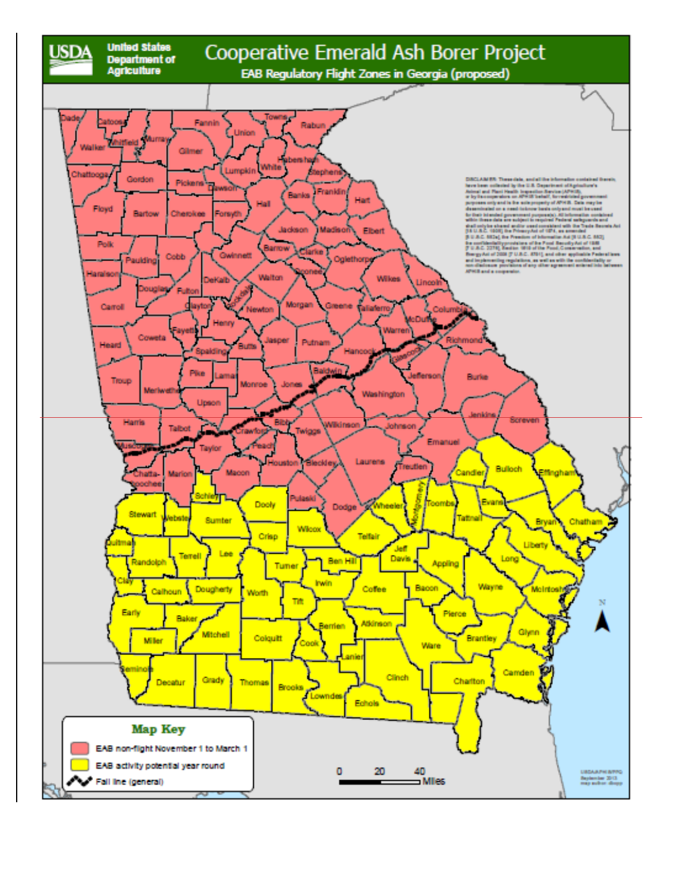USDA United States Department of Agriculture

# Cooperative Emerald Ash Borer Project

## EAB Regulatory Flight Zones in Georgia (proposed)

DISCLAIMER: These data, and all the information contained therein, have been collected by the U.S. Department of Agriculture's Animal and Plant Health Inspection Service (APHIS), or by its cooperators on APHIS' behalf, for restricted government purposes only and is the sole property of APHIS. Data may be disseminated on a need-to-know basis only and must be used for their intended government purpose(s). All information contained within these data are subject to required Federal safeguards and shall only be shared and/or used consistent with the Trade Secrets Act [18 U.S.C. 1905], the Privacy Act of 1974, as amended [5 U.S.C. 552a], the Freedom of Information Act [5 U.S.C. 552], the confidentiality provisions of the Food Security Act of 1985 [7 U.S.C. 2276], Section 1619 of the Food, Conservation, and Energy Act of 2008 [7 U.S.C. 8791], and other applicable Federal laws and implementing regulations, as well as with the confidentiality or non-disclosure provisions of any other agreement entered into between APHIS and a cooperator.

**Map Key**

- EAB non-flight November 1 to March 1
- EAB activity potential year round
- Fall line (general)

0 20 40 Miles

N

USDA APHIS PPQ
September 2013
map author: dkopp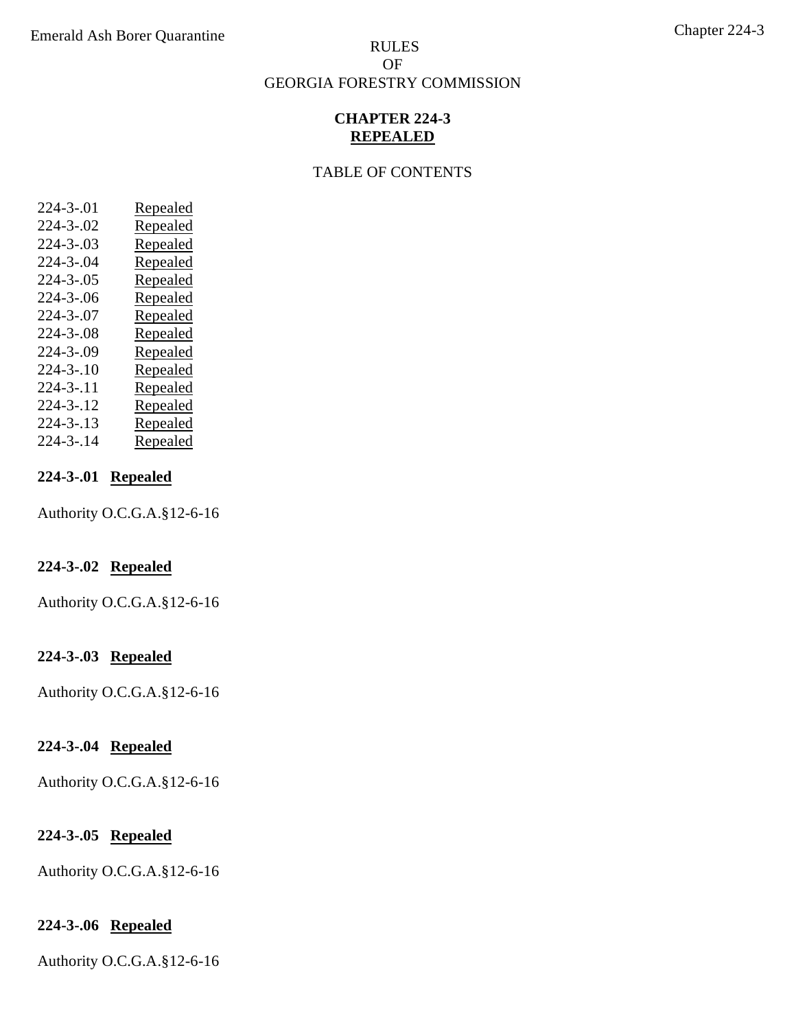RULES
OF
GEORGIA FORESTRY COMMISSION

# CHAPTER 224-3
# REPEALED

TABLE OF CONTENTS

| | |
|---|---|
| 224-3-.01 | Repealed |
| 224-3-.02 | Repealed |
| 224-3-.03 | Repealed |
| 224-3-.04 | Repealed |
| 224-3-.05 | Repealed |
| 224-3-.06 | Repealed |
| 224-3-.07 | Repealed |
| 224-3-.08 | Repealed |
| 224-3-.09 | Repealed |
| 224-3-.10 | Repealed |
| 224-3-.11 | Repealed |
| 224-3-.12 | Repealed |
| 224-3-.13 | Repealed |
| 224-3-.14 | Repealed |

**224-3-.01 Repealed**

Authority O.C.G.A.§12-6-16

**224-3-.02 Repealed**

Authority O.C.G.A.§12-6-16

**224-3-.03 Repealed**

Authority O.C.G.A.§12-6-16

**224-3-.04 Repealed**

Authority O.C.G.A.§12-6-16

**224-3-.05 Repealed**

Authority O.C.G.A.§12-6-16

**224-3-.06 Repealed**

Authority O.C.G.A.§12-6-16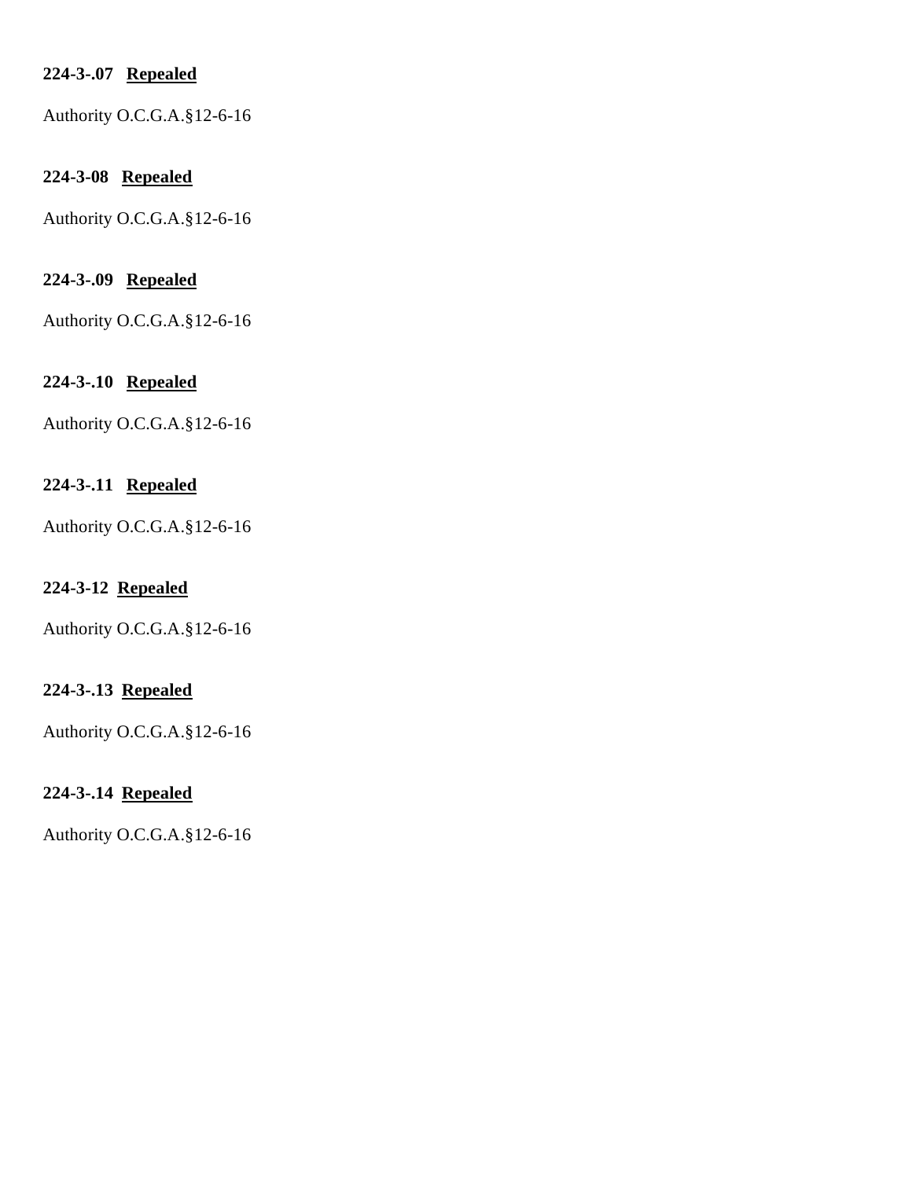**224-3-.07 Repealed**

Authority O.C.G.A.§12-6-16

**224-3-08 Repealed**

Authority O.C.G.A.§12-6-16

**224-3-.09 Repealed**

Authority O.C.G.A.§12-6-16

**224-3-.10 Repealed**

Authority O.C.G.A.§12-6-16

**224-3-.11 Repealed**

Authority O.C.G.A.§12-6-16

**224-3-12 Repealed**

Authority O.C.G.A.§12-6-16

**224-3-.13 Repealed**

Authority O.C.G.A.§12-6-16

**224-3-.14 Repealed**

Authority O.C.G.A.§12-6-16